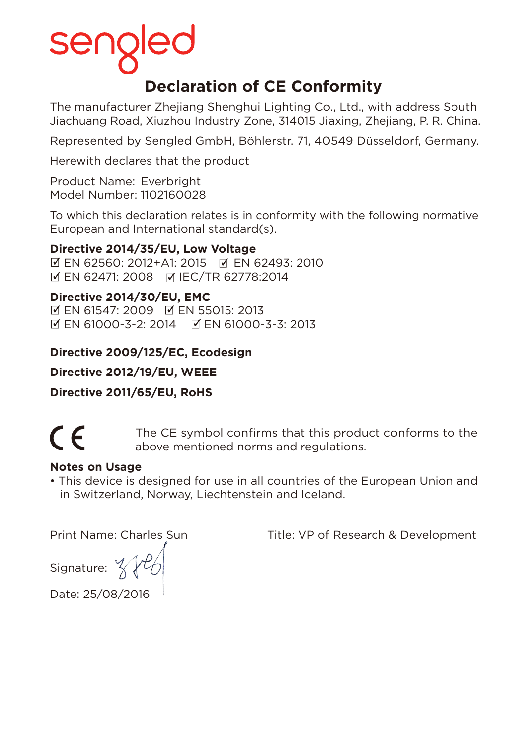sengled

# Declaration of CE Conformity

The manufacturer Zhejiang Shenghui Lighting Co., Ltd., with address South Jiachuang Road, Xiuzhou Industry Zone, 314015 Jiaxing, Zhejiang, P. R. China.

Represented by Sengled GmbH, Böhlerstr. 71, 40549 Düsseldorf, Germany.

Herewith declares that the product

Product Name: Everbright
Model Number: 1102160028

To which this declaration relates is in conformity with the following normative European and International standard(s).

**Directive 2014/35/EU, Low Voltage**
☑ EN 62560: 2012+A1: 2015 ☑ EN 62493: 2010
☑ EN 62471: 2008 ☑ IEC/TR 62778:2014

**Directive 2014/30/EU, EMC**
☑ EN 61547: 2009 ☑ EN 55015: 2013
☑ EN 61000-3-2: 2014 ☑ EN 61000-3-3: 2013

**Directive 2009/125/EC, Ecodesign**

**Directive 2012/19/EU, WEEE**

**Directive 2011/65/EU, RoHS**

CE The CE symbol confirms that this product conforms to the above mentioned norms and regulations.

**Notes on Usage**

- This device is designed for use in all countries of the European Union and in Switzerland, Norway, Liechtenstein and Iceland.

Print Name: Charles Sun

Title: VP of Research & Development

Signature:

Date: 25/08/2016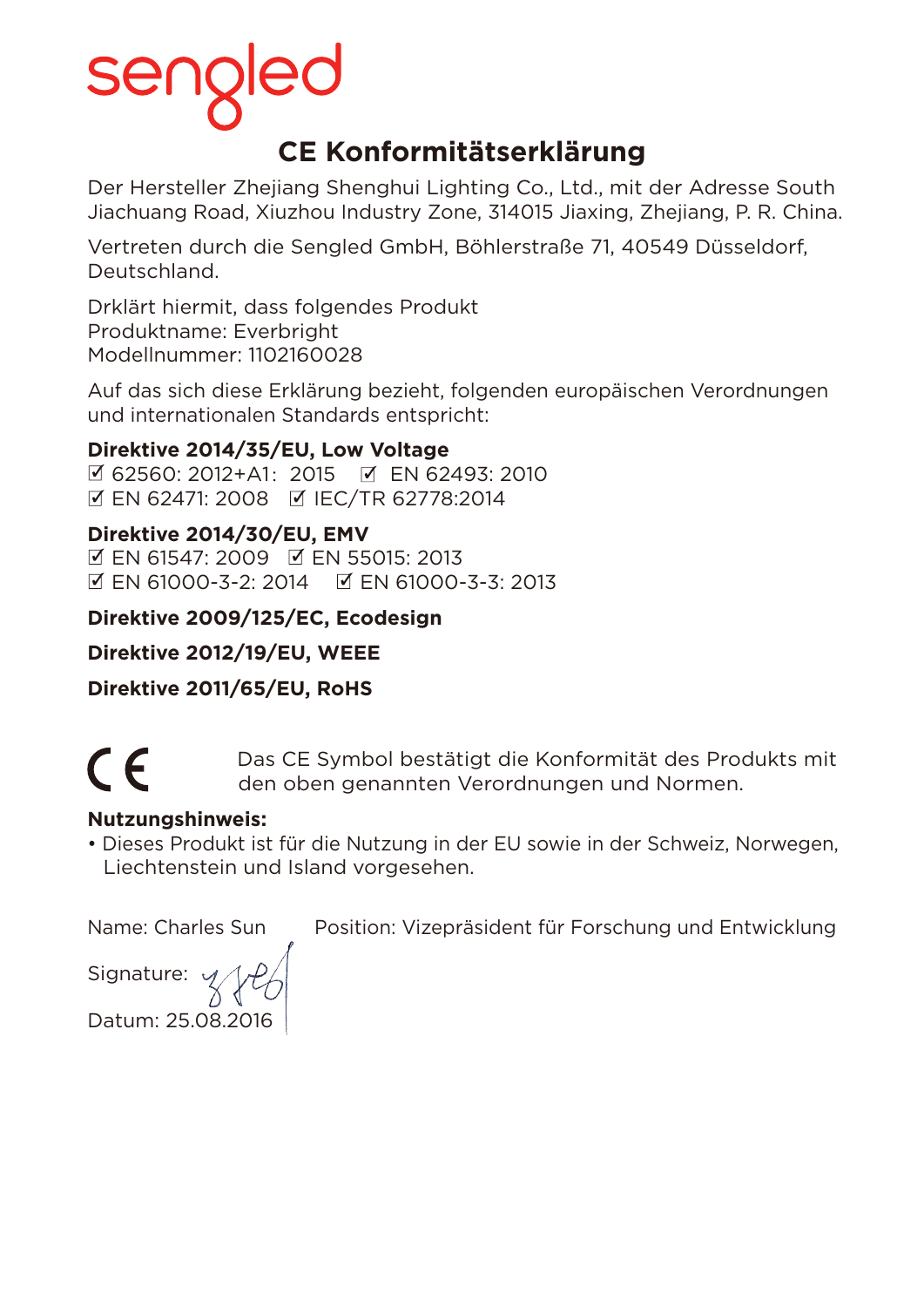sengled

# CE Konformitätserklärung

Der Hersteller Zhejiang Shenghui Lighting Co., Ltd., mit der Adresse South Jiachuang Road, Xiuzhou Industry Zone, 314015 Jiaxing, Zhejiang, P. R. China.

Vertreten durch die Sengled GmbH, Böhlerstraße 71, 40549 Düsseldorf, Deutschland.

Drklärt hiermit, dass folgendes Produkt
Produktname: Everbright
Modellnummer: 1102160028

Auf das sich diese Erklärung bezieht, folgenden europäischen Verordnungen und internationalen Standards entspricht:

**Direktive 2014/35/EU, Low Voltage**
☑ 62560: 2012+A1: 2015 ☑ EN 62493: 2010
☑ EN 62471: 2008 ☑ IEC/TR 62778:2014

**Direktive 2014/30/EU, EMV**
☑ EN 61547: 2009 ☑ EN 55015: 2013
☑ EN 61000-3-2: 2014 ☑ EN 61000-3-3: 2013

**Direktive 2009/125/EC, Ecodesign**

**Direktive 2012/19/EU, WEEE**

**Direktive 2011/65/EU, RoHS**

CE Das CE Symbol bestätigt die Konformität des Produkts mit den oben genannten Verordnungen und Normen.

**Nutzungshinweis:**

- Dieses Produkt ist für die Nutzung in der EU sowie in der Schweiz, Norwegen, Liechtenstein und Island vorgesehen.

Name: Charles Sun Position: Vizepräsident für Forschung und Entwicklung

Signature:

Datum: 25.08.2016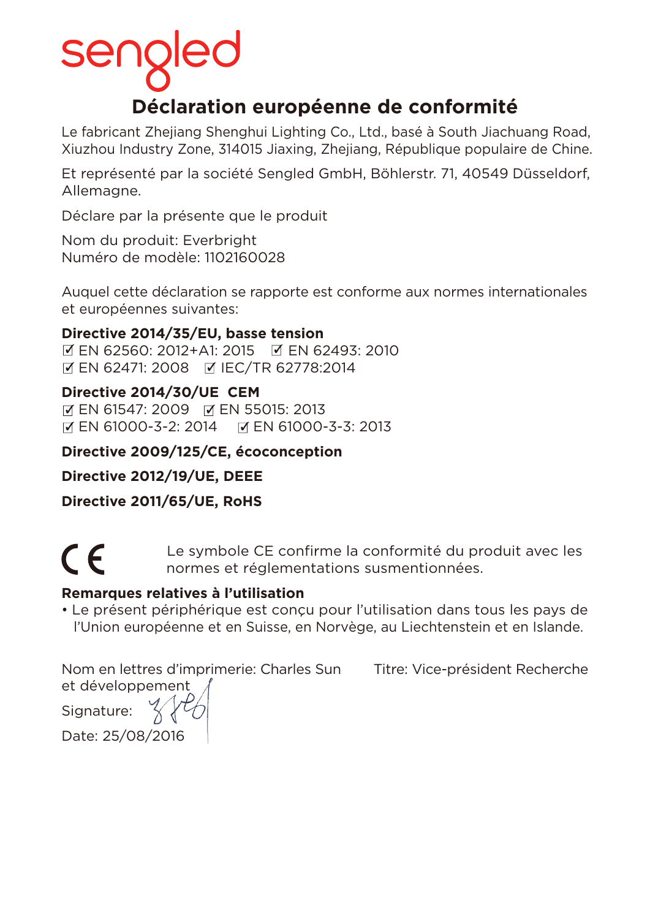sengled

# Déclaration européenne de conformité

Le fabricant Zhejiang Shenghui Lighting Co., Ltd., basé à South Jiachuang Road, Xiuzhou Industry Zone, 314015 Jiaxing, Zhejiang, République populaire de Chine.

Et représenté par la société Sengled GmbH, Böhlerstr. 71, 40549 Düsseldorf, Allemagne.

Déclare par la présente que le produit

Nom du produit: Everbright
Numéro de modèle: 1102160028

Auquel cette déclaration se rapporte est conforme aux normes internationales et européennes suivantes:

**Directive 2014/35/EU, basse tension**
☑ EN 62560: 2012+A1: 2015 ☑ EN 62493: 2010
☑ EN 62471: 2008 ☑ IEC/TR 62778:2014

**Directive 2014/30/UE CEM**
☑ EN 61547: 2009 ☑ EN 55015: 2013
☑ EN 61000-3-2: 2014 ☑ EN 61000-3-3: 2013

**Directive 2009/125/CE, écoconception**

**Directive 2012/19/UE, DEEE**

**Directive 2011/65/UE, RoHS**

CE Le symbole CE confirme la conformité du produit avec les normes et réglementations susmentionnées.

**Remarques relatives à l'utilisation**

- Le présent périphérique est conçu pour l'utilisation dans tous les pays de l'Union européenne et en Suisse, en Norvège, au Liechtenstein et en Islande.

Nom en lettres d'imprimerie: Charles Sun Titre: Vice-président Recherche et développement

Signature:

Date: 25/08/2016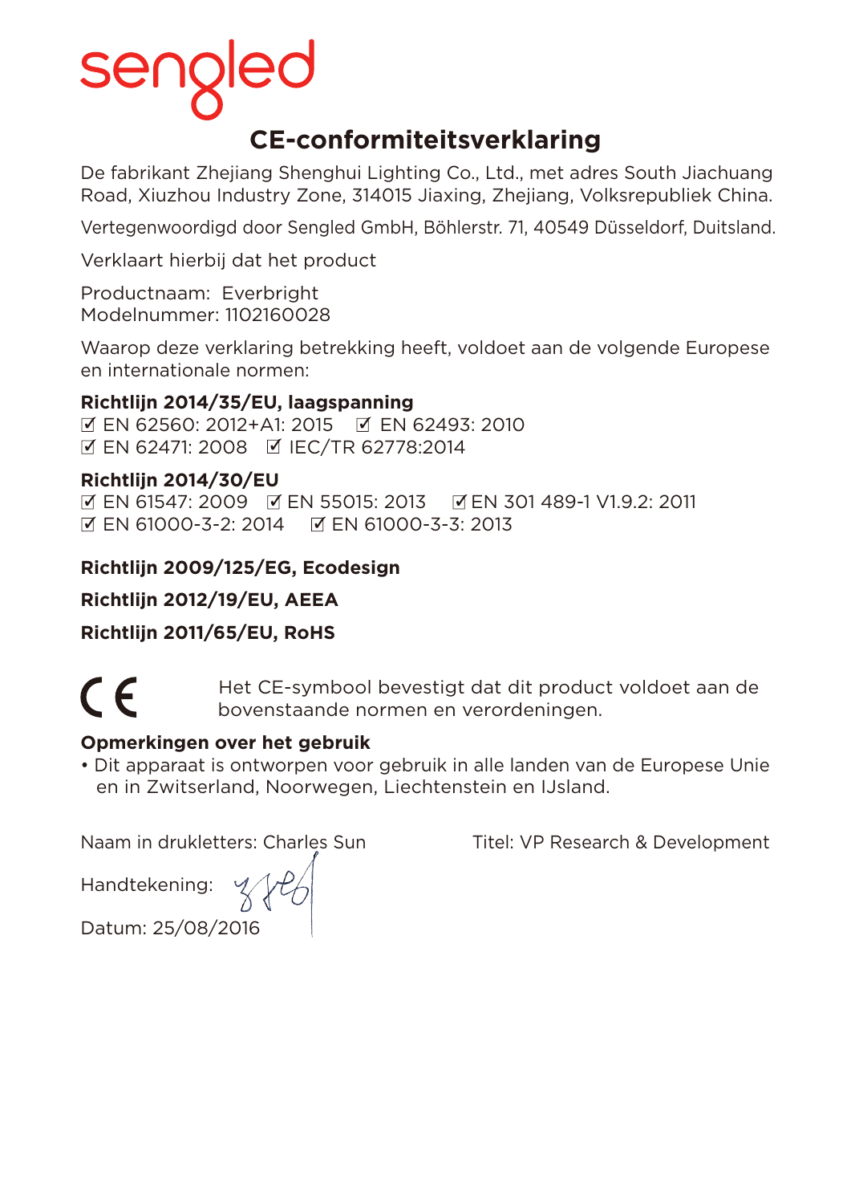sengled

# CE-conformiteitsverklaring

De fabrikant Zhejiang Shenghui Lighting Co., Ltd., met adres South Jiachuang Road, Xiuzhou Industry Zone, 314015 Jiaxing, Zhejiang, Volksrepubliek China.

Vertegenwoordigd door Sengled GmbH, Böhlerstr. 71, 40549 Düsseldorf, Duitsland.

Verklaart hierbij dat het product

Productnaam: Everbright
Modelnummer: 1102160028

Waarop deze verklaring betrekking heeft, voldoet aan de volgende Europese en internationale normen:

**Richtlijn 2014/35/EU, laagspanning**
☑ EN 62560: 2012+A1: 2015 ☑ EN 62493: 2010
☑ EN 62471: 2008 ☑ IEC/TR 62778:2014

**Richtlijn 2014/30/EU**
☑ EN 61547: 2009 ☑ EN 55015: 2013 ☑ EN 301 489-1 V1.9.2: 2011
☑ EN 61000-3-2: 2014 ☑ EN 61000-3-3: 2013

**Richtlijn 2009/125/EG, Ecodesign**

**Richtlijn 2012/19/EU, AEEA**

**Richtlijn 2011/65/EU, RoHS**

CE Het CE-symbool bevestigt dat dit product voldoet aan de bovenstaande normen en verordeningen.

**Opmerkingen over het gebruik**
- Dit apparaat is ontworpen voor gebruik in alle landen van de Europese Unie en in Zwitserland, Noorwegen, Liechtenstein en IJsland.

Naam in drukletters: Charles Sun Titel: VP Research & Development

Handtekening:

Datum: 25/08/2016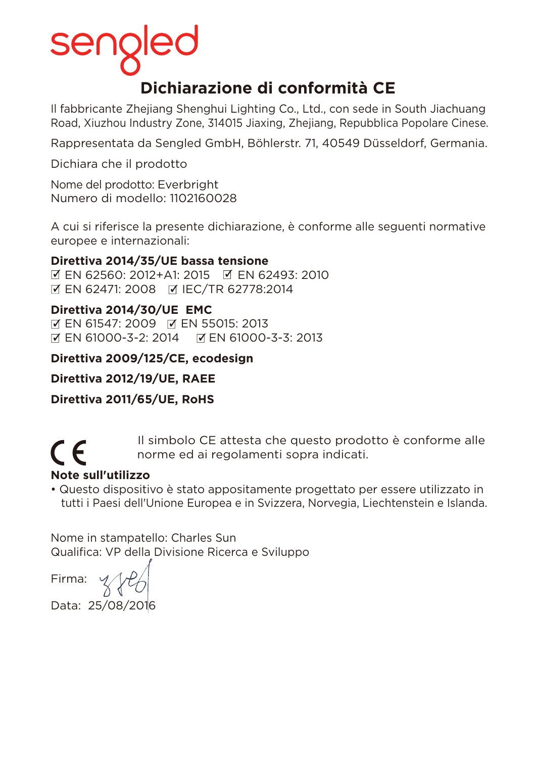sengled

# Dichiarazione di conformità CE

Il fabbricante Zhejiang Shenghui Lighting Co., Ltd., con sede in South Jiachuang Road, Xiuzhou Industry Zone, 314015 Jiaxing, Zhejiang, Repubblica Popolare Cinese.

Rappresentata da Sengled GmbH, Böhlerstr. 71, 40549 Düsseldorf, Germania.

Dichiara che il prodotto

Nome del prodotto: Everbright
Numero di modello: 1102160028

A cui si riferisce la presente dichiarazione, è conforme alle seguenti normative europee e internazionali:

**Direttiva 2014/35/UE bassa tensione**
☑ EN 62560: 2012+A1: 2015 ☑ EN 62493: 2010
☑ EN 62471: 2008 ☑ IEC/TR 62778:2014

**Direttiva 2014/30/UE EMC**
☑ EN 61547: 2009 ☑ EN 55015: 2013
☑ EN 61000-3-2: 2014 ☑ EN 61000-3-3: 2013

**Direttiva 2009/125/CE, ecodesign**

**Direttiva 2012/19/UE, RAEE**

**Direttiva 2011/65/UE, RoHS**

CE Il simbolo CE attesta che questo prodotto è conforme alle norme ed ai regolamenti sopra indicati.

**Note sull'utilizzo**

- Questo dispositivo è stato appositamente progettato per essere utilizzato in tutti i Paesi dell'Unione Europea e in Svizzera, Norvegia, Liechtenstein e Islanda.

Nome in stampatello: Charles Sun
Qualifica: VP della Divisione Ricerca e Sviluppo

Firma:

Data: 25/08/2016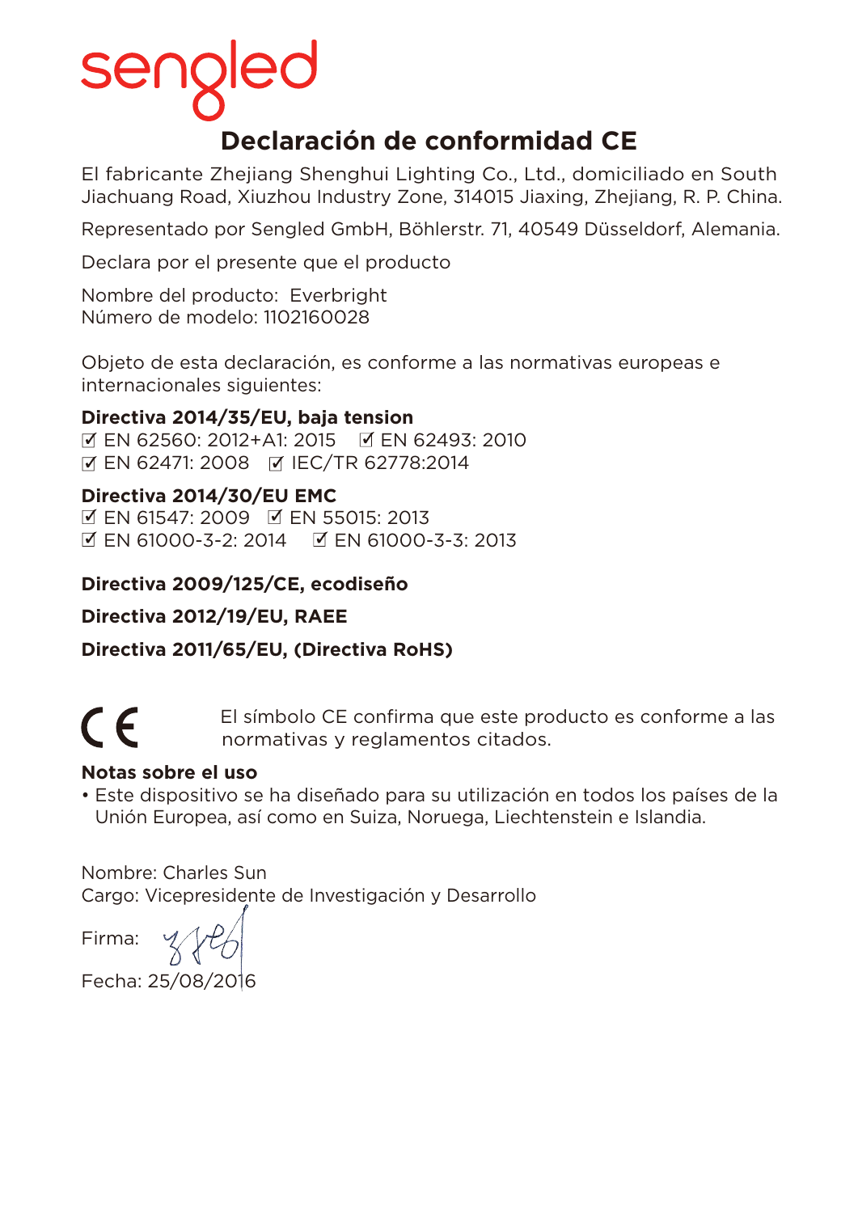sengled

# Declaración de conformidad CE

El fabricante Zhejiang Shenghui Lighting Co., Ltd., domiciliado en South Jiachuang Road, Xiuzhou Industry Zone, 314015 Jiaxing, Zhejiang, R. P. China.

Representado por Sengled GmbH, Böhlerstr. 71, 40549 Düsseldorf, Alemania.

Declara por el presente que el producto

Nombre del producto: Everbright
Número de modelo: 1102160028

Objeto de esta declaración, es conforme a las normativas europeas e internacionales siguientes:

**Directiva 2014/35/EU, baja tension**
☑ EN 62560: 2012+A1: 2015 ☑ EN 62493: 2010
☑ EN 62471: 2008 ☑ IEC/TR 62778:2014

**Directiva 2014/30/EU EMC**
☑ EN 61547: 2009 ☑ EN 55015: 2013
☑ EN 61000-3-2: 2014 ☑ EN 61000-3-3: 2013

**Directiva 2009/125/CE, ecodiseño**

**Directiva 2012/19/EU, RAEE**

**Directiva 2011/65/EU, (Directiva RoHS)**

CE El símbolo CE confirma que este producto es conforme a las normativas y reglamentos citados.

**Notas sobre el uso**

- Este dispositivo se ha diseñado para su utilización en todos los países de la Unión Europea, así como en Suiza, Noruega, Liechtenstein e Islandia.

Nombre: Charles Sun
Cargo: Vicepresidente de Investigación y Desarrollo

Firma:

Fecha: 25/08/2016